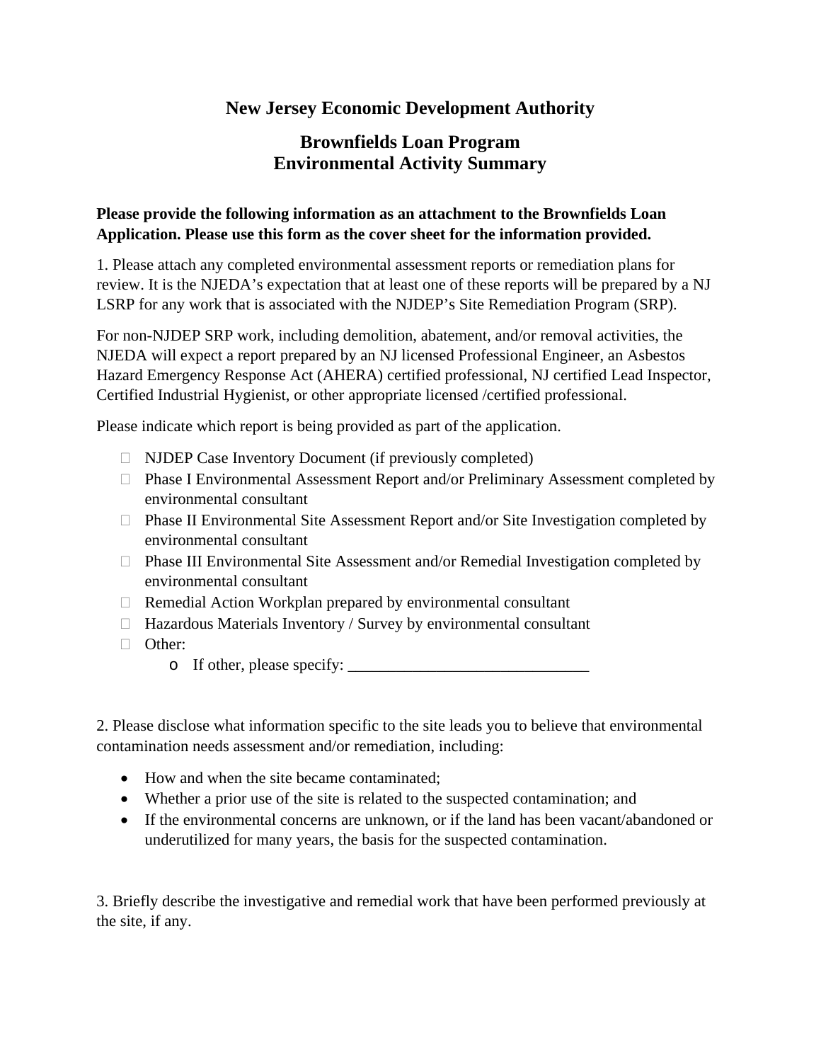# New Jersey Economic Development Authority

## Brownfields Loan Program
## Environmental Activity Summary

**Please provide the following information as an attachment to the Brownfields Loan Application. Please use this form as the cover sheet for the information provided.**

1. Please attach any completed environmental assessment reports or remediation plans for review. It is the NJEDA's expectation that at least one of these reports will be prepared by a NJ LSRP for any work that is associated with the NJDEP's Site Remediation Program (SRP).

For non-NJDEP SRP work, including demolition, abatement, and/or removal activities, the NJEDA will expect a report prepared by an NJ licensed Professional Engineer, an Asbestos Hazard Emergency Response Act (AHERA) certified professional, NJ certified Lead Inspector, Certified Industrial Hygienist, or other appropriate licensed /certified professional.

Please indicate which report is being provided as part of the application.

- ☐ NJDEP Case Inventory Document (if previously completed)
- ☐ Phase I Environmental Assessment Report and/or Preliminary Assessment completed by environmental consultant
- ☐ Phase II Environmental Site Assessment Report and/or Site Investigation completed by environmental consultant
- ☐ Phase III Environmental Site Assessment and/or Remedial Investigation completed by environmental consultant
- ☐ Remedial Action Workplan prepared by environmental consultant
- ☐ Hazardous Materials Inventory / Survey by environmental consultant
- ☐ Other:
    - If other, please specify: ______________________________

2. Please disclose what information specific to the site leads you to believe that environmental contamination needs assessment and/or remediation, including:

- How and when the site became contaminated;
- Whether a prior use of the site is related to the suspected contamination; and
- If the environmental concerns are unknown, or if the land has been vacant/abandoned or underutilized for many years, the basis for the suspected contamination.

3. Briefly describe the investigative and remedial work that have been performed previously at the site, if any.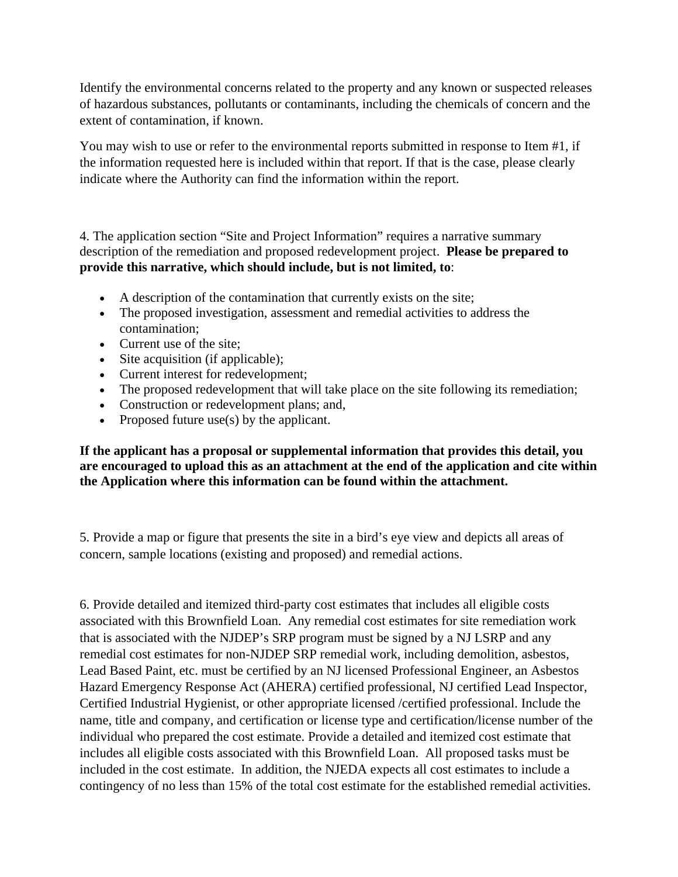Identify the environmental concerns related to the property and any known or suspected releases of hazardous substances, pollutants or contaminants, including the chemicals of concern and the extent of contamination, if known.

You may wish to use or refer to the environmental reports submitted in response to Item #1, if the information requested here is included within that report. If that is the case, please clearly indicate where the Authority can find the information within the report.

4. The application section "Site and Project Information" requires a narrative summary description of the remediation and proposed redevelopment project. **Please be prepared to provide this narrative, which should include, but is not limited, to**:

- A description of the contamination that currently exists on the site;
- The proposed investigation, assessment and remedial activities to address the contamination;
- Current use of the site;
- Site acquisition (if applicable);
- Current interest for redevelopment;
- The proposed redevelopment that will take place on the site following its remediation;
- Construction or redevelopment plans; and,
- Proposed future use(s) by the applicant.

**If the applicant has a proposal or supplemental information that provides this detail, you are encouraged to upload this as an attachment at the end of the application and cite within the Application where this information can be found within the attachment.**

5. Provide a map or figure that presents the site in a bird's eye view and depicts all areas of concern, sample locations (existing and proposed) and remedial actions.

6. Provide detailed and itemized third-party cost estimates that includes all eligible costs associated with this Brownfield Loan. Any remedial cost estimates for site remediation work that is associated with the NJDEP's SRP program must be signed by a NJ LSRP and any remedial cost estimates for non-NJDEP SRP remedial work, including demolition, asbestos, Lead Based Paint, etc. must be certified by an NJ licensed Professional Engineer, an Asbestos Hazard Emergency Response Act (AHERA) certified professional, NJ certified Lead Inspector, Certified Industrial Hygienist, or other appropriate licensed /certified professional. Include the name, title and company, and certification or license type and certification/license number of the individual who prepared the cost estimate. Provide a detailed and itemized cost estimate that includes all eligible costs associated with this Brownfield Loan. All proposed tasks must be included in the cost estimate. In addition, the NJEDA expects all cost estimates to include a contingency of no less than 15% of the total cost estimate for the established remedial activities.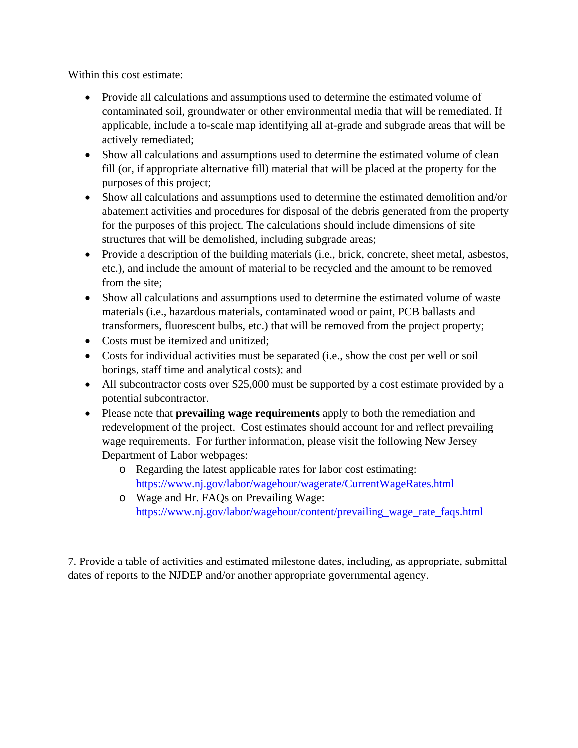Within this cost estimate:

- Provide all calculations and assumptions used to determine the estimated volume of contaminated soil, groundwater or other environmental media that will be remediated. If applicable, include a to-scale map identifying all at-grade and subgrade areas that will be actively remediated;
- Show all calculations and assumptions used to determine the estimated volume of clean fill (or, if appropriate alternative fill) material that will be placed at the property for the purposes of this project;
- Show all calculations and assumptions used to determine the estimated demolition and/or abatement activities and procedures for disposal of the debris generated from the property for the purposes of this project. The calculations should include dimensions of site structures that will be demolished, including subgrade areas;
- Provide a description of the building materials (i.e., brick, concrete, sheet metal, asbestos, etc.), and include the amount of material to be recycled and the amount to be removed from the site;
- Show all calculations and assumptions used to determine the estimated volume of waste materials (i.e., hazardous materials, contaminated wood or paint, PCB ballasts and transformers, fluorescent bulbs, etc.) that will be removed from the project property;
- Costs must be itemized and unitized;
- Costs for individual activities must be separated (i.e., show the cost per well or soil borings, staff time and analytical costs); and
- All subcontractor costs over $25,000 must be supported by a cost estimate provided by a potential subcontractor.
- Please note that **prevailing wage requirements** apply to both the remediation and redevelopment of the project. Cost estimates should account for and reflect prevailing wage requirements. For further information, please visit the following New Jersey Department of Labor webpages:
  - Regarding the latest applicable rates for labor cost estimating: https://www.nj.gov/labor/wagehour/wagerate/CurrentWageRates.html
  - Wage and Hr. FAQs on Prevailing Wage: https://www.nj.gov/labor/wagehour/content/prevailing_wage_rate_faqs.html

7. Provide a table of activities and estimated milestone dates, including, as appropriate, submittal dates of reports to the NJDEP and/or another appropriate governmental agency.